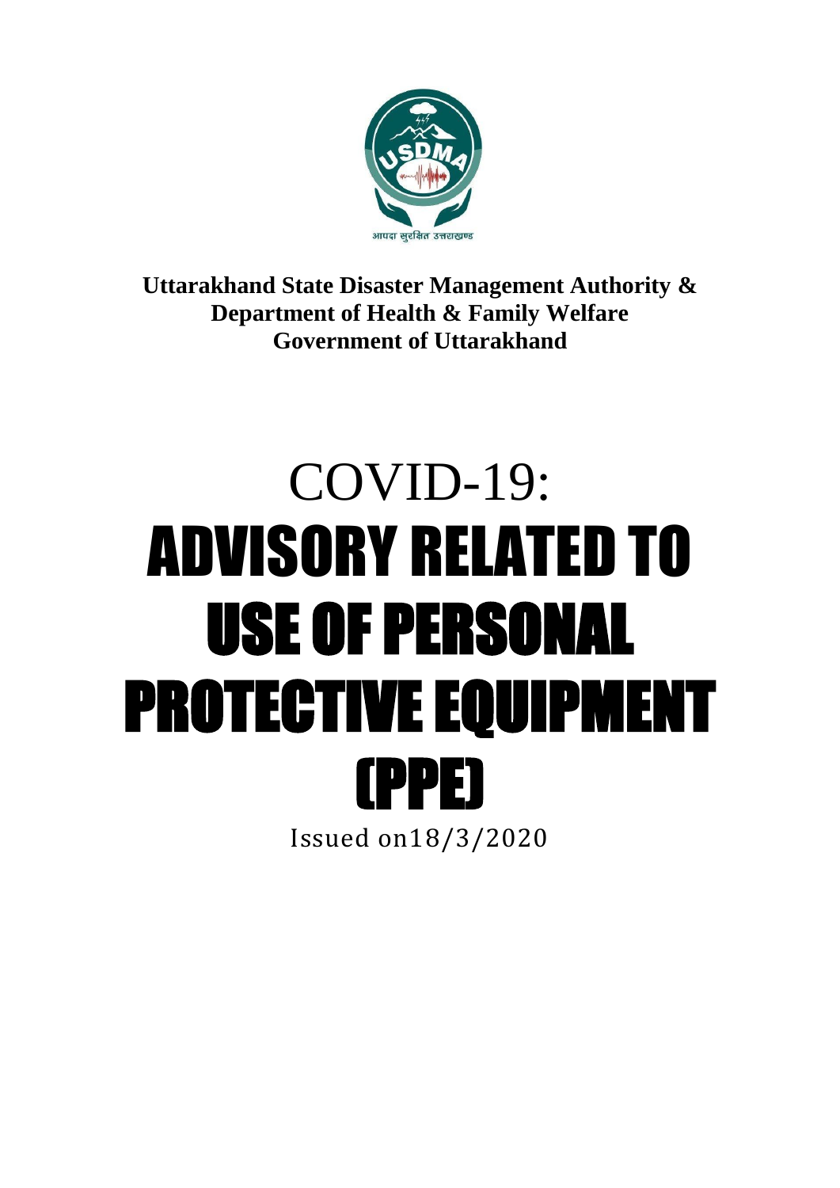**Uttarakhand State Disaster Management Authority & Department of Health & Family Welfare Government of Uttarakhand**

# COVID-19: ADVISORY RELATED TO USE OF PERSONAL PROTECTIVE EQUIPMENT (PPE)

Issued on18/3/2020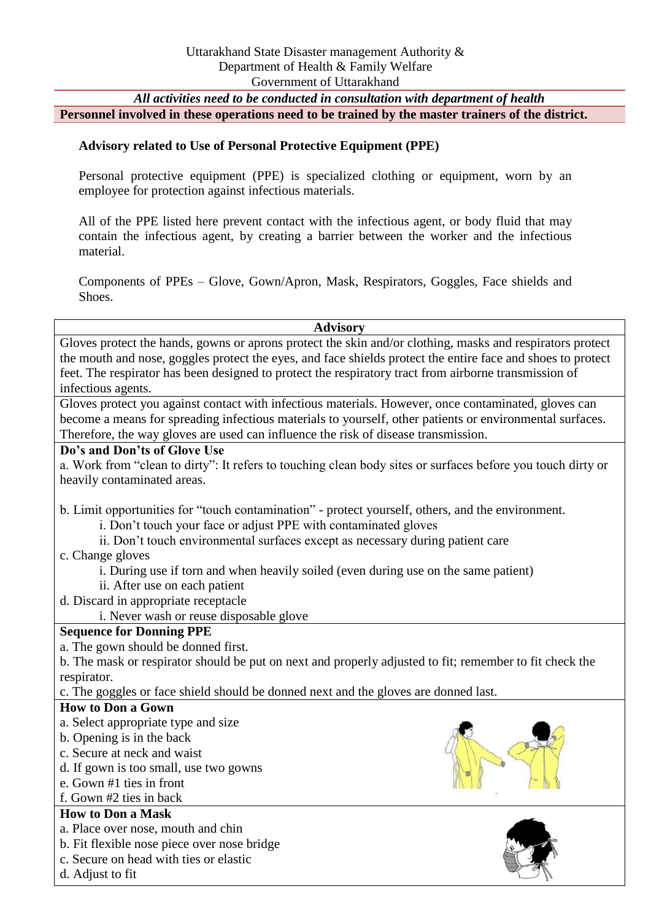Uttarakhand State Disaster management Authority &
Department of Health & Family Welfare
Government of Uttarakhand

***All activities need to be conducted in consultation with department of health***

**Personnel involved in these operations need to be trained by the master trainers of the district.**

## Advisory related to Use of Personal Protective Equipment (PPE)

Personal protective equipment (PPE) is specialized clothing or equipment, worn by an employee for protection against infectious materials.

All of the PPE listed here prevent contact with the infectious agent, or body fluid that may contain the infectious agent, by creating a barrier between the worker and the infectious material.

Components of PPEs – Glove, Gown/Apron, Mask, Respirators, Goggles, Face shields and Shoes.

### Advisory

Gloves protect the hands, gowns or aprons protect the skin and/or clothing, masks and respirators protect the mouth and nose, goggles protect the eyes, and face shields protect the entire face and shoes to protect feet. The respirator has been designed to protect the respiratory tract from airborne transmission of infectious agents.

Gloves protect you against contact with infectious materials. However, once contaminated, gloves can become a means for spreading infectious materials to yourself, other patients or environmental surfaces. Therefore, the way gloves are used can influence the risk of disease transmission.

**Do's and Don'ts of Glove Use**

a. Work from "clean to dirty": It refers to touching clean body sites or surfaces before you touch dirty or heavily contaminated areas.

b. Limit opportunities for "touch contamination" - protect yourself, others, and the environment.
- i. Don't touch your face or adjust PPE with contaminated gloves
- ii. Don't touch environmental surfaces except as necessary during patient care

c. Change gloves
- i. During use if torn and when heavily soiled (even during use on the same patient)
- ii. After use on each patient

d. Discard in appropriate receptacle
- i. Never wash or reuse disposable glove

**Sequence for Donning PPE**

a. The gown should be donned first.

b. The mask or respirator should be put on next and properly adjusted to fit; remember to fit check the respirator.

c. The goggles or face shield should be donned next and the gloves are donned last.

**How to Don a Gown**

a. Select appropriate type and size
b. Opening is in the back
c. Secure at neck and waist
d. If gown is too small, use two gowns
e. Gown #1 ties in front
f. Gown #2 ties in back

**How to Don a Mask**

a. Place over nose, mouth and chin
b. Fit flexible nose piece over nose bridge
c. Secure on head with ties or elastic
d. Adjust to fit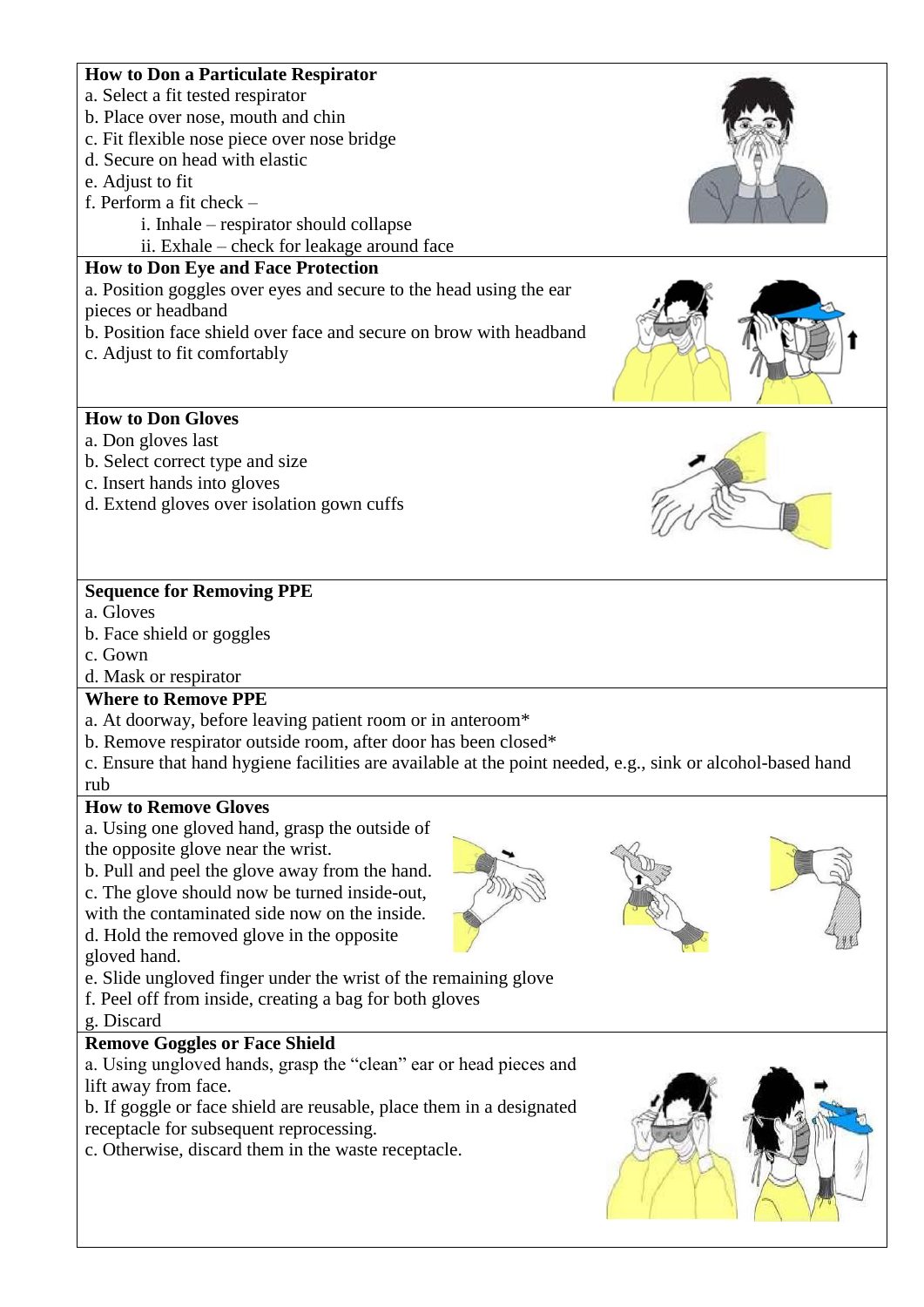**How to Don a Particulate Respirator**

a. Select a fit tested respirator
b. Place over nose, mouth and chin
c. Fit flexible nose piece over nose bridge
d. Secure on head with elastic
e. Adjust to fit
f. Perform a fit check –
   i. Inhale – respirator should collapse
   ii. Exhale – check for leakage around face

**How to Don Eye and Face Protection**

a. Position goggles over eyes and secure to the head using the ear pieces or headband
b. Position face shield over face and secure on brow with headband
c. Adjust to fit comfortably

**How to Don Gloves**

a. Don gloves last
b. Select correct type and size
c. Insert hands into gloves
d. Extend gloves over isolation gown cuffs

**Sequence for Removing PPE**

a. Gloves
b. Face shield or goggles
c. Gown
d. Mask or respirator

**Where to Remove PPE**

a. At doorway, before leaving patient room or in anteroom*
b. Remove respirator outside room, after door has been closed*
c. Ensure that hand hygiene facilities are available at the point needed, e.g., sink or alcohol-based hand rub

**How to Remove Gloves**

a. Using one gloved hand, grasp the outside of the opposite glove near the wrist.
b. Pull and peel the glove away from the hand.
c. The glove should now be turned inside-out, with the contaminated side now on the inside.
d. Hold the removed glove in the opposite gloved hand.
e. Slide ungloved finger under the wrist of the remaining glove
f. Peel off from inside, creating a bag for both gloves
g. Discard

**Remove Goggles or Face Shield**

a. Using ungloved hands, grasp the "clean" ear or head pieces and lift away from face.
b. If goggle or face shield are reusable, place them in a designated receptacle for subsequent reprocessing.
c. Otherwise, discard them in the waste receptacle.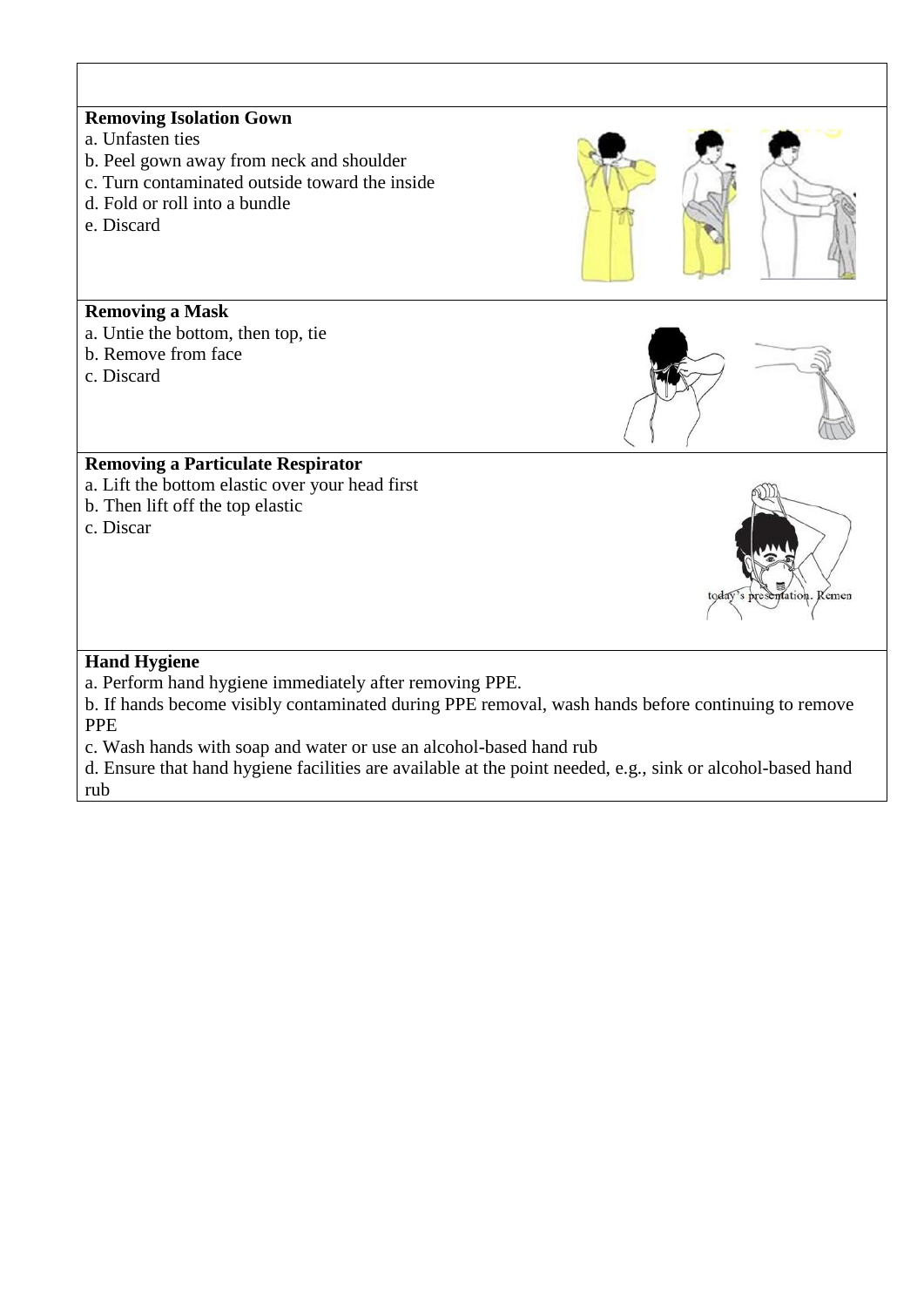**Removing Isolation Gown**

a. Unfasten ties
b. Peel gown away from neck and shoulder
c. Turn contaminated outside toward the inside
d. Fold or roll into a bundle
e. Discard

**Removing a Mask**

a. Untie the bottom, then top, tie
b. Remove from face
c. Discard

**Removing a Particulate Respirator**

a. Lift the bottom elastic over your head first
b. Then lift off the top elastic
c. Discar

**Hand Hygiene**

a. Perform hand hygiene immediately after removing PPE.
b. If hands become visibly contaminated during PPE removal, wash hands before continuing to remove PPE
c. Wash hands with soap and water or use an alcohol-based hand rub
d. Ensure that hand hygiene facilities are available at the point needed, e.g., sink or alcohol-based hand rub